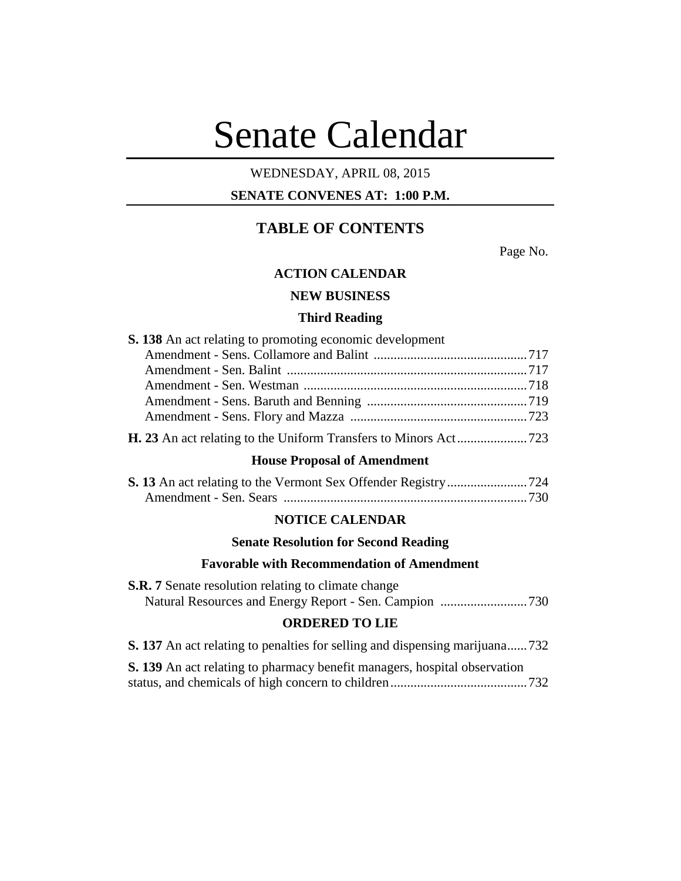# Senate Calendar

WEDNESDAY, APRIL 08, 2015

**SENATE CONVENES AT: 1:00 P.M.**

## TABLE OF CONTENTS

Page No.

### ACTION CALENDAR

### NEW BUSINESS

### Third Reading

**S. 138** An act relating to promoting economic development

Amendment - Sens. Collamore and Balint ............................................. 717

Amendment - Sen. Balint ....................................................................... 717

Amendment - Sen. Westman .................................................................. 718

Amendment - Sens. Baruth and Benning ............................................... 719

Amendment - Sens. Flory and Mazza .................................................... 723

**H. 23** An act relating to the Uniform Transfers to Minors Act ..................... 723

### House Proposal of Amendment

**S. 13** An act relating to the Vermont Sex Offender Registry ........................ 724

Amendment - Sen. Sears ........................................................................ 730

### NOTICE CALENDAR

### Senate Resolution for Second Reading

### Favorable with Recommendation of Amendment

**S.R. 7** Senate resolution relating to climate change

Natural Resources and Energy Report - Sen. Campion .......................... 730

### ORDERED TO LIE

**S. 137** An act relating to penalties for selling and dispensing marijuana ...... 732

**S. 139** An act relating to pharmacy benefit managers, hospital observation status, and chemicals of high concern to children ......................................... 732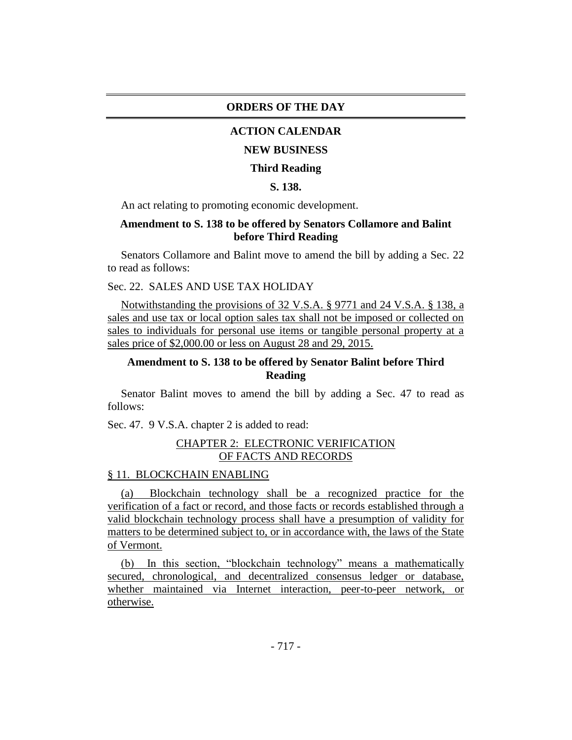# ORDERS OF THE DAY

## ACTION CALENDAR

### NEW BUSINESS

#### Third Reading

**S. 138.**

An act relating to promoting economic development.

**Amendment to S. 138 to be offered by Senators Collamore and Balint before Third Reading**

Senators Collamore and Balint move to amend the bill by adding a Sec. 22 to read as follows:

Sec. 22. SALES AND USE TAX HOLIDAY

Notwithstanding the provisions of 32 V.S.A. § 9771 and 24 V.S.A. § 138, a sales and use tax or local option sales tax shall not be imposed or collected on sales to individuals for personal use items or tangible personal property at a sales price of $2,000.00 or less on August 28 and 29, 2015.

**Amendment to S. 138 to be offered by Senator Balint before Third Reading**

Senator Balint moves to amend the bill by adding a Sec. 47 to read as follows:

Sec. 47. 9 V.S.A. chapter 2 is added to read:

CHAPTER 2: ELECTRONIC VERIFICATION OF FACTS AND RECORDS

§ 11. BLOCKCHAIN ENABLING

(a) Blockchain technology shall be a recognized practice for the verification of a fact or record, and those facts or records established through a valid blockchain technology process shall have a presumption of validity for matters to be determined subject to, or in accordance with, the laws of the State of Vermont.

(b) In this section, "blockchain technology" means a mathematically secured, chronological, and decentralized consensus ledger or database, whether maintained via Internet interaction, peer-to-peer network, or otherwise.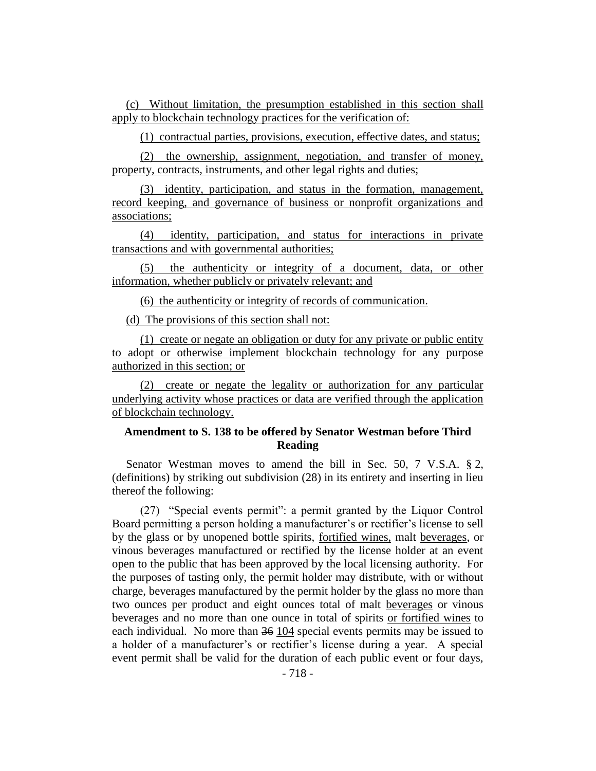(c) Without limitation, the presumption established in this section shall apply to blockchain technology practices for the verification of:

(1) contractual parties, provisions, execution, effective dates, and status;

(2) the ownership, assignment, negotiation, and transfer of money, property, contracts, instruments, and other legal rights and duties;

(3) identity, participation, and status in the formation, management, record keeping, and governance of business or nonprofit organizations and associations;

(4) identity, participation, and status for interactions in private transactions and with governmental authorities;

(5) the authenticity or integrity of a document, data, or other information, whether publicly or privately relevant; and

(6) the authenticity or integrity of records of communication.

(d) The provisions of this section shall not:

(1) create or negate an obligation or duty for any private or public entity to adopt or otherwise implement blockchain technology for any purpose authorized in this section; or

(2) create or negate the legality or authorization for any particular underlying activity whose practices or data are verified through the application of blockchain technology.

**Amendment to S. 138 to be offered by Senator Westman before Third Reading**

Senator Westman moves to amend the bill in Sec. 50, 7 V.S.A. § 2, (definitions) by striking out subdivision (28) in its entirety and inserting in lieu thereof the following:

(27) "Special events permit": a permit granted by the Liquor Control Board permitting a person holding a manufacturer's or rectifier's license to sell by the glass or by unopened bottle spirits, fortified wines, malt beverages, or vinous beverages manufactured or rectified by the license holder at an event open to the public that has been approved by the local licensing authority. For the purposes of tasting only, the permit holder may distribute, with or without charge, beverages manufactured by the permit holder by the glass no more than two ounces per product and eight ounces total of malt beverages or vinous beverages and no more than one ounce in total of spirits or fortified wines to each individual. No more than ~~36~~ 104 special events permits may be issued to a holder of a manufacturer's or rectifier's license during a year. A special event permit shall be valid for the duration of each public event or four days,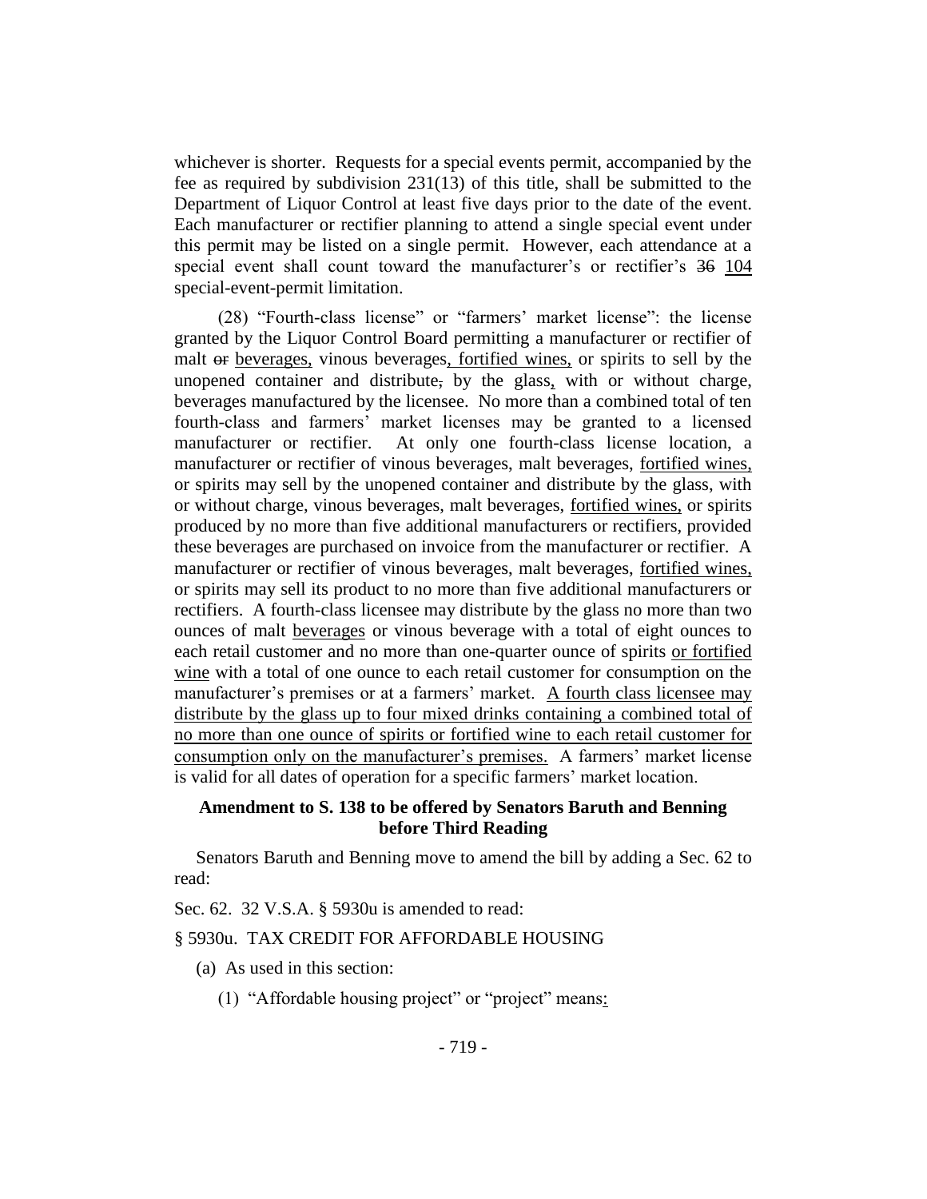whichever is shorter. Requests for a special events permit, accompanied by the fee as required by subdivision 231(13) of this title, shall be submitted to the Department of Liquor Control at least five days prior to the date of the event. Each manufacturer or rectifier planning to attend a single special event under this permit may be listed on a single permit. However, each attendance at a special event shall count toward the manufacturer's or rectifier's ~~36~~ <u>104</u> special-event-permit limitation.

(28) "Fourth-class license" or "farmers' market license": the license granted by the Liquor Control Board permitting a manufacturer or rectifier of malt ~~or~~ <u>beverages,</u> vinous beverages<u>, fortified wines,</u> or spirits to sell by the unopened container and distribute~~,~~ by the glass<u>,</u> with or without charge, beverages manufactured by the licensee. No more than a combined total of ten fourth-class and farmers' market licenses may be granted to a licensed manufacturer or rectifier. At only one fourth-class license location, a manufacturer or rectifier of vinous beverages, malt beverages, <u>fortified wines,</u> or spirits may sell by the unopened container and distribute by the glass, with or without charge, vinous beverages, malt beverages, <u>fortified wines,</u> or spirits produced by no more than five additional manufacturers or rectifiers, provided these beverages are purchased on invoice from the manufacturer or rectifier. A manufacturer or rectifier of vinous beverages, malt beverages, <u>fortified wines,</u> or spirits may sell its product to no more than five additional manufacturers or rectifiers. A fourth-class licensee may distribute by the glass no more than two ounces of malt <u>beverages</u> or vinous beverage with a total of eight ounces to each retail customer and no more than one-quarter ounce of spirits <u>or fortified wine</u> with a total of one ounce to each retail customer for consumption on the manufacturer's premises or at a farmers' market. <u>A fourth class licensee may distribute by the glass up to four mixed drinks containing a combined total of no more than one ounce of spirits or fortified wine to each retail customer for consumption only on the manufacturer's premises.</u> A farmers' market license is valid for all dates of operation for a specific farmers' market location.

**Amendment to S. 138 to be offered by Senators Baruth and Benning before Third Reading**

Senators Baruth and Benning move to amend the bill by adding a Sec. 62 to read:

Sec. 62. 32 V.S.A. § 5930u is amended to read:

§ 5930u. TAX CREDIT FOR AFFORDABLE HOUSING

(a) As used in this section:

(1) "Affordable housing project" or "project" means<u>:</u>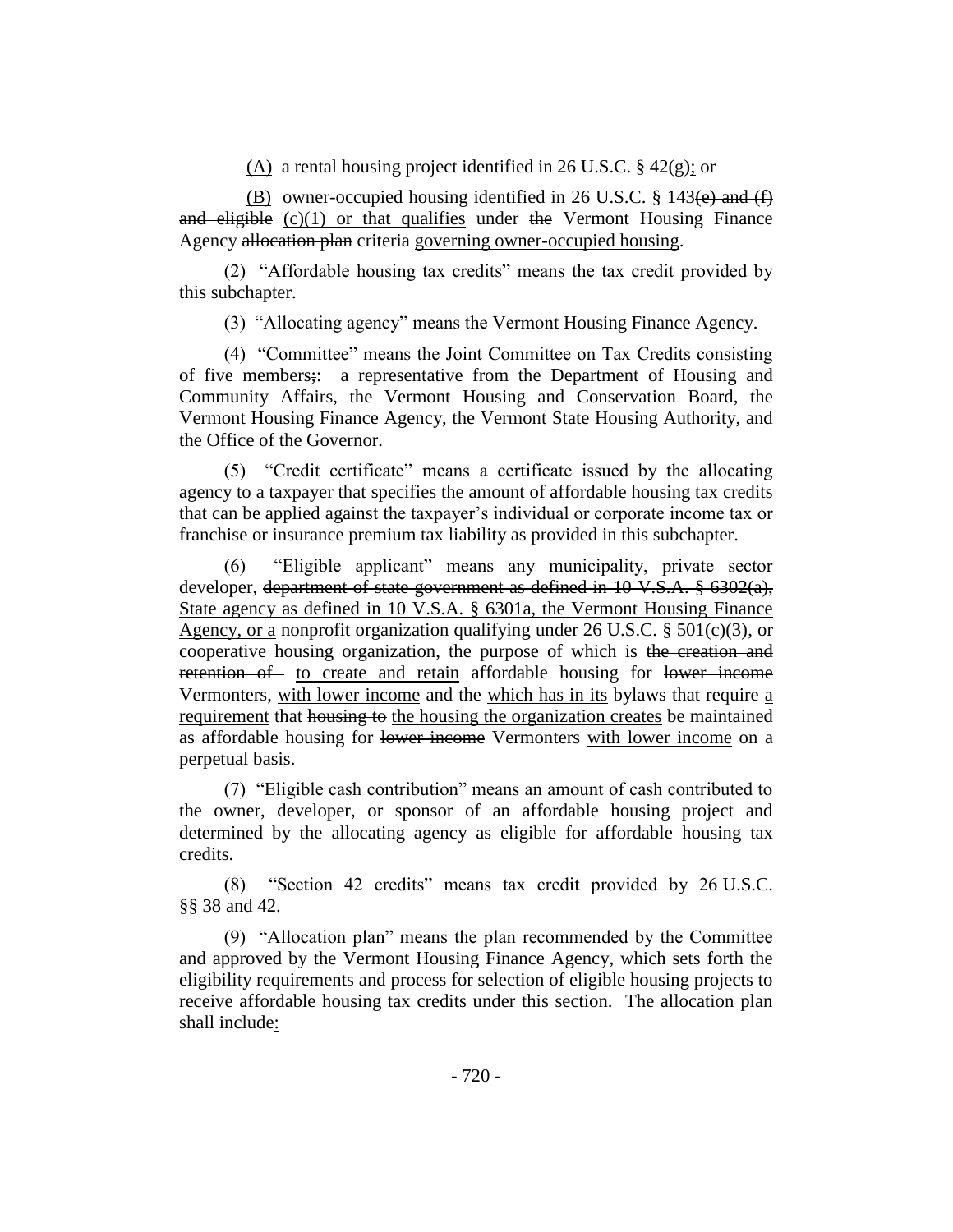<u>(A)</u> a rental housing project identified in 26 U.S.C. § 42(g)<u>;</u> or

<u>(B)</u> owner-occupied housing identified in 26 U.S.C. § 143~~(e) and (f) and eligible~~ <u>(c)(1) or that qualifies</u> under ~~the~~ Vermont Housing Finance Agency ~~allocation plan~~ criteria <u>governing owner-occupied housing</u>.

(2) "Affordable housing tax credits" means the tax credit provided by this subchapter.

(3) "Allocating agency" means the Vermont Housing Finance Agency.

(4) "Committee" means the Joint Committee on Tax Credits consisting of five members~~;~~<u>:</u> a representative from the Department of Housing and Community Affairs, the Vermont Housing and Conservation Board, the Vermont Housing Finance Agency, the Vermont State Housing Authority, and the Office of the Governor.

(5) "Credit certificate" means a certificate issued by the allocating agency to a taxpayer that specifies the amount of affordable housing tax credits that can be applied against the taxpayer's individual or corporate income tax or franchise or insurance premium tax liability as provided in this subchapter.

(6) "Eligible applicant" means any municipality, private sector developer, ~~department of state government as defined in 10 V.S.A. § 6302(a),~~ <u>State agency as defined in 10 V.S.A. § 6301a, the Vermont Housing Finance Agency, or a</u> nonprofit organization qualifying under 26 U.S.C. § 501(c)(3)~~,~~ or cooperative housing organization, the purpose of which is ~~the creation and retention of~~ <u>to create and retain</u> affordable housing for ~~lower income~~ Vermonters~~,~~ <u>with lower income</u> and ~~the~~ <u>which has in its</u> bylaws ~~that require~~ <u>a requirement</u> that ~~housing to~~ <u>the housing the organization creates</u> be maintained as affordable housing for ~~lower income~~ Vermonters <u>with lower income</u> on a perpetual basis.

(7) "Eligible cash contribution" means an amount of cash contributed to the owner, developer, or sponsor of an affordable housing project and determined by the allocating agency as eligible for affordable housing tax credits.

(8) "Section 42 credits" means tax credit provided by 26 U.S.C. §§ 38 and 42.

(9) "Allocation plan" means the plan recommended by the Committee and approved by the Vermont Housing Finance Agency, which sets forth the eligibility requirements and process for selection of eligible housing projects to receive affordable housing tax credits under this section. The allocation plan shall include<u>:</u>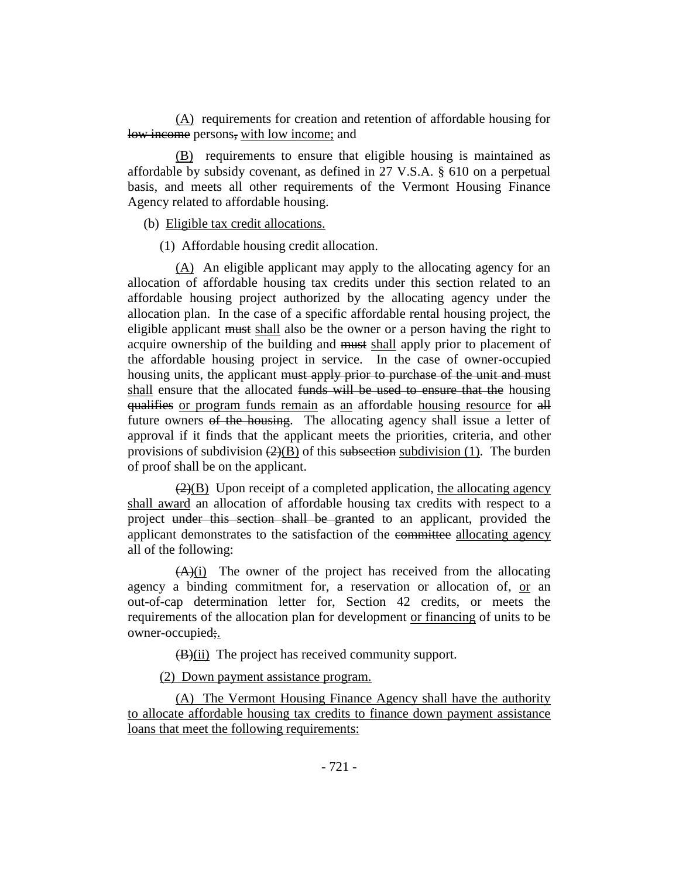(A) requirements for creation and retention of affordable housing for ~~low income~~ persons~~,~~ with low income; and

(B) requirements to ensure that eligible housing is maintained as affordable by subsidy covenant, as defined in 27 V.S.A. § 610 on a perpetual basis, and meets all other requirements of the Vermont Housing Finance Agency related to affordable housing.

(b) Eligible tax credit allocations.

(1) Affordable housing credit allocation.

(A) An eligible applicant may apply to the allocating agency for an allocation of affordable housing tax credits under this section related to an affordable housing project authorized by the allocating agency under the allocation plan. In the case of a specific affordable rental housing project, the eligible applicant ~~must~~ shall also be the owner or a person having the right to acquire ownership of the building and ~~must~~ shall apply prior to placement of the affordable housing project in service. In the case of owner-occupied housing units, the applicant ~~must apply prior to purchase of the unit and must~~ shall ensure that the allocated ~~funds will be used to ensure that the~~ housing ~~qualifies~~ or program funds remain as an affordable housing resource for ~~all~~ future owners ~~of the housing~~. The allocating agency shall issue a letter of approval if it finds that the applicant meets the priorities, criteria, and other provisions of subdivision ~~(2)~~(B) of this ~~subsection~~ subdivision (1). The burden of proof shall be on the applicant.

~~(2)~~(B) Upon receipt of a completed application, the allocating agency shall award an allocation of affordable housing tax credits with respect to a project ~~under this section shall be granted~~ to an applicant, provided the applicant demonstrates to the satisfaction of the ~~committee~~ allocating agency all of the following:

~~(A)~~(i) The owner of the project has received from the allocating agency a binding commitment for, a reservation or allocation of, or an out-of-cap determination letter for, Section 42 credits, or meets the requirements of the allocation plan for development or financing of units to be owner-occupied~~;~~.

~~(B)~~(ii) The project has received community support.

(2) Down payment assistance program.

(A) The Vermont Housing Finance Agency shall have the authority to allocate affordable housing tax credits to finance down payment assistance loans that meet the following requirements: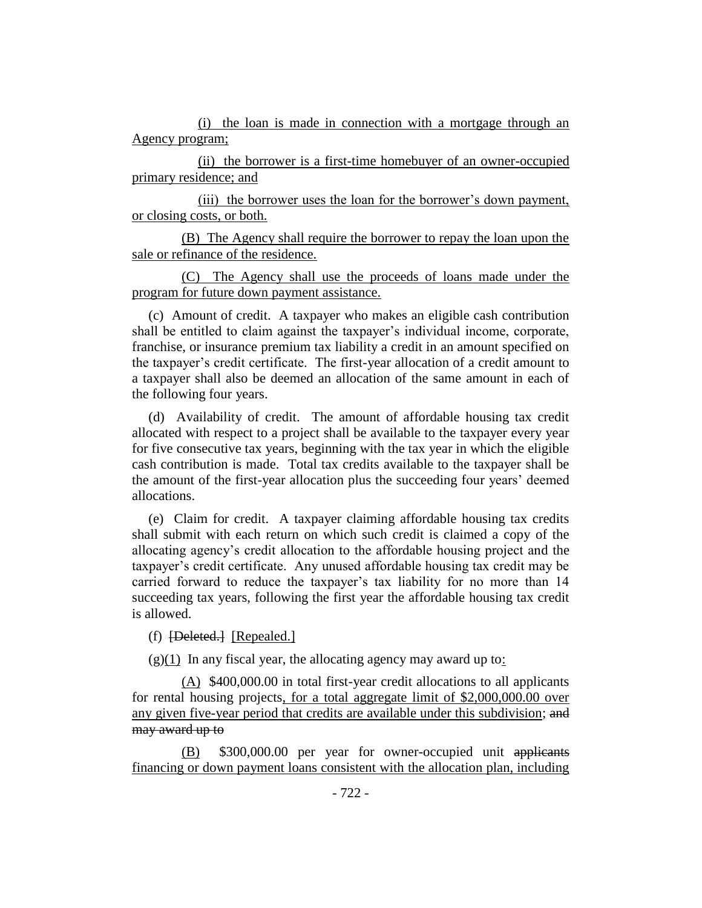(i) the loan is made in connection with a mortgage through an Agency program;

(ii) the borrower is a first-time homebuyer of an owner-occupied primary residence; and

(iii) the borrower uses the loan for the borrower's down payment, or closing costs, or both.

(B) The Agency shall require the borrower to repay the loan upon the sale or refinance of the residence.

(C) The Agency shall use the proceeds of loans made under the program for future down payment assistance.

(c) Amount of credit. A taxpayer who makes an eligible cash contribution shall be entitled to claim against the taxpayer's individual income, corporate, franchise, or insurance premium tax liability a credit in an amount specified on the taxpayer's credit certificate. The first-year allocation of a credit amount to a taxpayer shall also be deemed an allocation of the same amount in each of the following four years.

(d) Availability of credit. The amount of affordable housing tax credit allocated with respect to a project shall be available to the taxpayer every year for five consecutive tax years, beginning with the tax year in which the eligible cash contribution is made. Total tax credits available to the taxpayer shall be the amount of the first-year allocation plus the succeeding four years' deemed allocations.

(e) Claim for credit. A taxpayer claiming affordable housing tax credits shall submit with each return on which such credit is claimed a copy of the allocating agency's credit allocation to the affordable housing project and the taxpayer's credit certificate. Any unused affordable housing tax credit may be carried forward to reduce the taxpayer's tax liability for no more than 14 succeeding tax years, following the first year the affordable housing tax credit is allowed.

(f) ~~[Deleted.]~~ [Repealed.]

(g)(1) In any fiscal year, the allocating agency may award up to:

(A) \$400,000.00 in total first-year credit allocations to all applicants for rental housing projects, for a total aggregate limit of \$2,000,000.00 over any given five-year period that credits are available under this subdivision; ~~and may award up to~~

(B) \$300,000.00 per year for owner-occupied unit ~~applicants~~ financing or down payment loans consistent with the allocation plan, including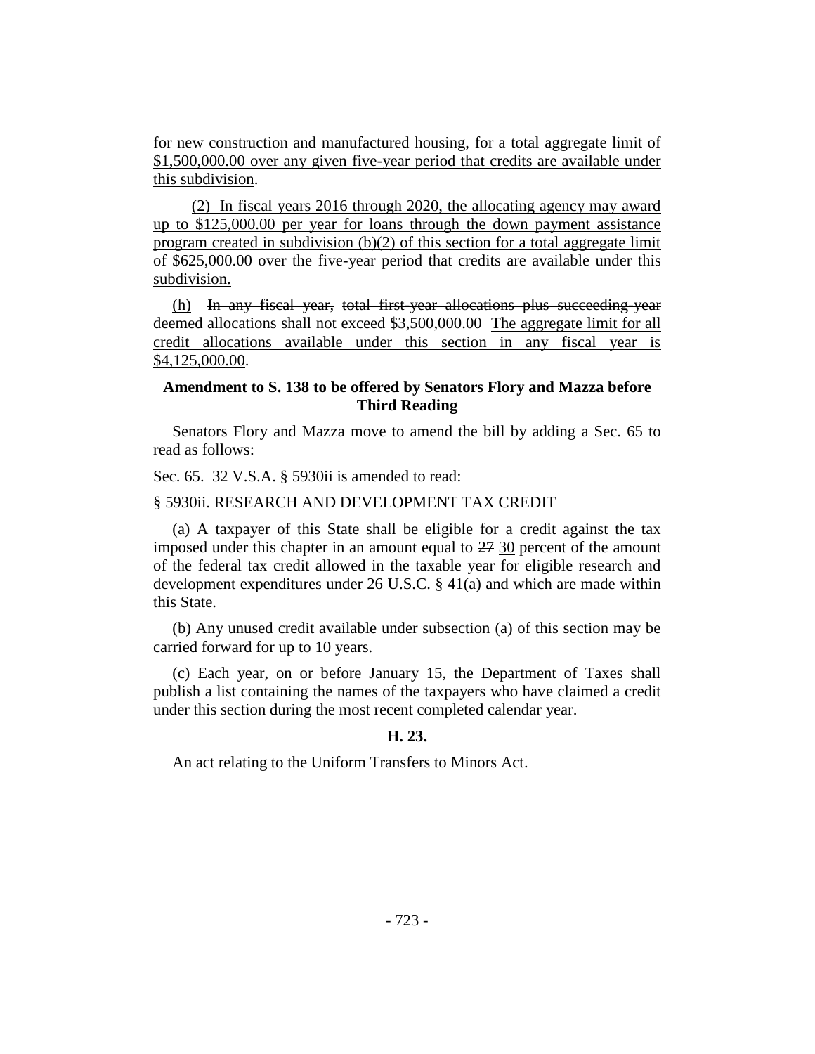for new construction and manufactured housing, for a total aggregate limit of $1,500,000.00 over any given five-year period that credits are available under this subdivision.

(2) In fiscal years 2016 through 2020, the allocating agency may award up to $125,000.00 per year for loans through the down payment assistance program created in subdivision (b)(2) of this section for a total aggregate limit of $625,000.00 over the five-year period that credits are available under this subdivision.

(h) ~~In any fiscal year, total first-year allocations plus succeeding-year deemed allocations shall not exceed $3,500,000.00~~ The aggregate limit for all credit allocations available under this section in any fiscal year is $4,125,000.00.

**Amendment to S. 138 to be offered by Senators Flory and Mazza before Third Reading**

Senators Flory and Mazza move to amend the bill by adding a Sec. 65 to read as follows:

Sec. 65. 32 V.S.A. § 5930ii is amended to read:

§ 5930ii. RESEARCH AND DEVELOPMENT TAX CREDIT

(a) A taxpayer of this State shall be eligible for a credit against the tax imposed under this chapter in an amount equal to ~~27~~ 30 percent of the amount of the federal tax credit allowed in the taxable year for eligible research and development expenditures under 26 U.S.C. § 41(a) and which are made within this State.

(b) Any unused credit available under subsection (a) of this section may be carried forward for up to 10 years.

(c) Each year, on or before January 15, the Department of Taxes shall publish a list containing the names of the taxpayers who have claimed a credit under this section during the most recent completed calendar year.

**H. 23.**

An act relating to the Uniform Transfers to Minors Act.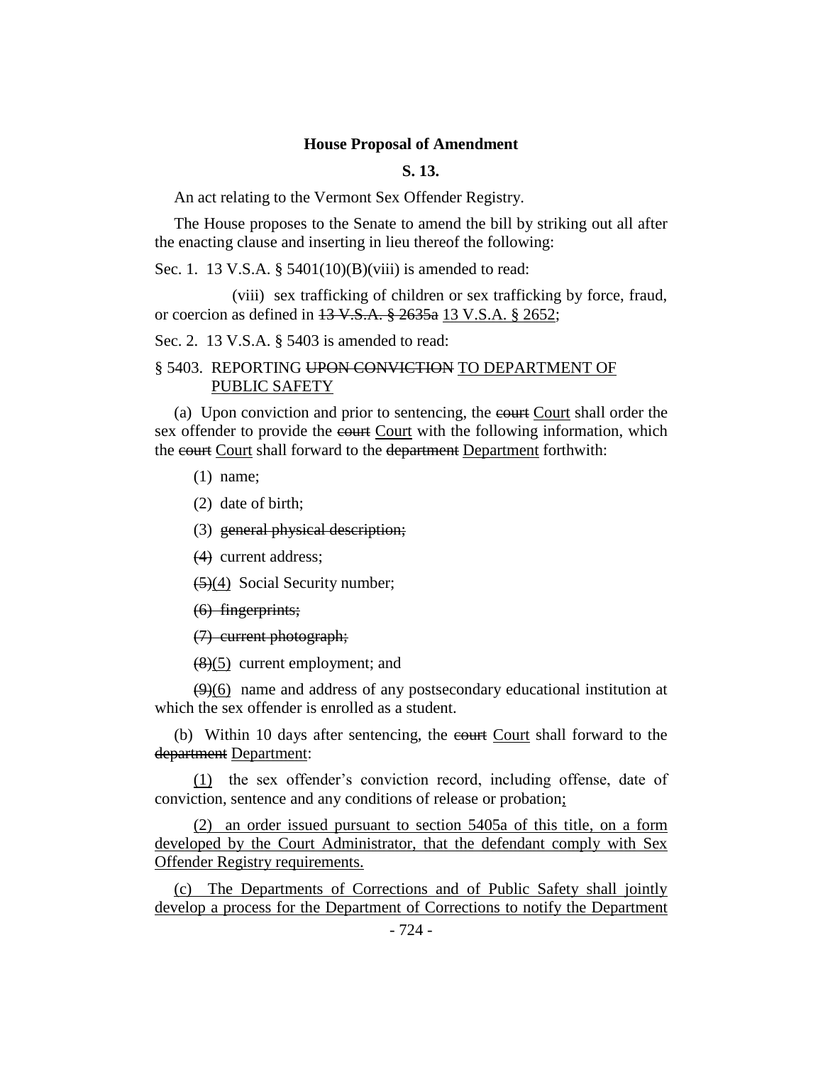**House Proposal of Amendment**

**S. 13.**

An act relating to the Vermont Sex Offender Registry.

The House proposes to the Senate to amend the bill by striking out all after the enacting clause and inserting in lieu thereof the following:

Sec. 1. 13 V.S.A. § 5401(10)(B)(viii) is amended to read:

(viii) sex trafficking of children or sex trafficking by force, fraud, or coercion as defined in ~~13 V.S.A. § 2635a~~ <u>13 V.S.A. § 2652</u>;

Sec. 2. 13 V.S.A. § 5403 is amended to read:

§ 5403. REPORTING ~~UPON CONVICTION~~ <u>TO DEPARTMENT OF PUBLIC SAFETY</u>

(a) Upon conviction and prior to sentencing, the ~~court~~ <u>Court</u> shall order the sex offender to provide the ~~court~~ <u>Court</u> with the following information, which the ~~court~~ <u>Court</u> shall forward to the ~~department~~ <u>Department</u> forthwith:

(1) name;

(2) date of birth;

(3) ~~general physical description;~~

~~(4)~~ current address;

~~(5)~~<u>(4)</u> Social Security number;

~~(6) fingerprints;~~

~~(7) current photograph;~~

~~(8)~~<u>(5)</u> current employment; and

~~(9)~~<u>(6)</u> name and address of any postsecondary educational institution at which the sex offender is enrolled as a student.

(b) Within 10 days after sentencing, the ~~court~~ <u>Court</u> shall forward to the ~~department~~ <u>Department</u>:

<u>(1)</u> the sex offender's conviction record, including offense, date of conviction, sentence and any conditions of release or probation<u>;</u>

<u>(2) an order issued pursuant to section 5405a of this title, on a form developed by the Court Administrator, that the defendant comply with Sex Offender Registry requirements.</u>

<u>(c) The Departments of Corrections and of Public Safety shall jointly develop a process for the Department of Corrections to notify the Department</u>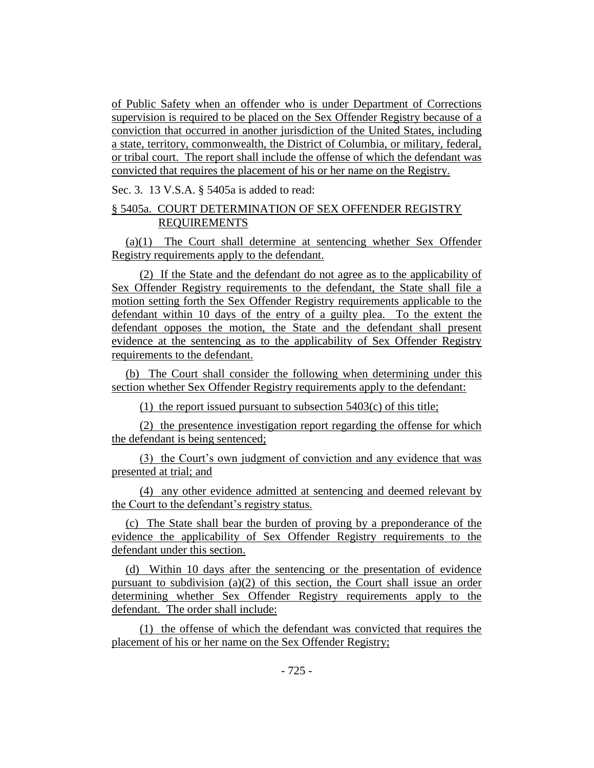of Public Safety when an offender who is under Department of Corrections supervision is required to be placed on the Sex Offender Registry because of a conviction that occurred in another jurisdiction of the United States, including a state, territory, commonwealth, the District of Columbia, or military, federal, or tribal court. The report shall include the offense of which the defendant was convicted that requires the placement of his or her name on the Registry.

Sec. 3. 13 V.S.A. § 5405a is added to read:

§ 5405a. COURT DETERMINATION OF SEX OFFENDER REGISTRY REQUIREMENTS

(a)(1) The Court shall determine at sentencing whether Sex Offender Registry requirements apply to the defendant.

(2) If the State and the defendant do not agree as to the applicability of Sex Offender Registry requirements to the defendant, the State shall file a motion setting forth the Sex Offender Registry requirements applicable to the defendant within 10 days of the entry of a guilty plea. To the extent the defendant opposes the motion, the State and the defendant shall present evidence at the sentencing as to the applicability of Sex Offender Registry requirements to the defendant.

(b) The Court shall consider the following when determining under this section whether Sex Offender Registry requirements apply to the defendant:

(1) the report issued pursuant to subsection 5403(c) of this title;

(2) the presentence investigation report regarding the offense for which the defendant is being sentenced;

(3) the Court's own judgment of conviction and any evidence that was presented at trial; and

(4) any other evidence admitted at sentencing and deemed relevant by the Court to the defendant's registry status.

(c) The State shall bear the burden of proving by a preponderance of the evidence the applicability of Sex Offender Registry requirements to the defendant under this section.

(d) Within 10 days after the sentencing or the presentation of evidence pursuant to subdivision (a)(2) of this section, the Court shall issue an order determining whether Sex Offender Registry requirements apply to the defendant. The order shall include:

(1) the offense of which the defendant was convicted that requires the placement of his or her name on the Sex Offender Registry;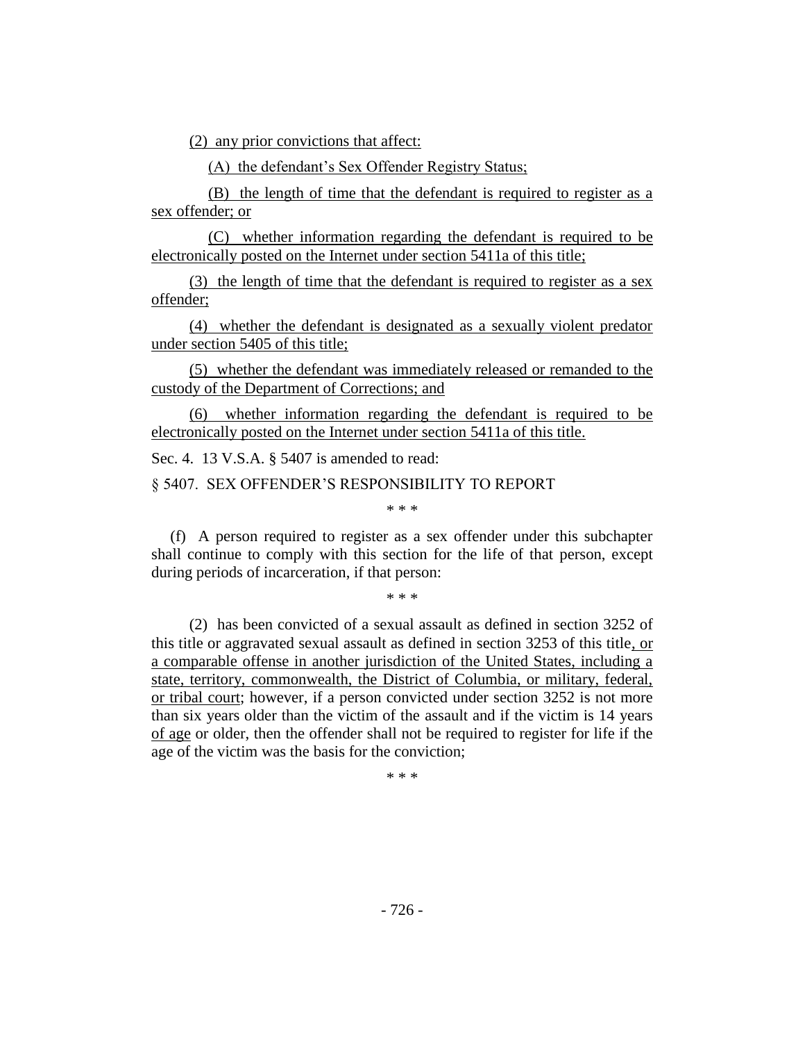(2) any prior convictions that affect:

(A) the defendant's Sex Offender Registry Status;

(B) the length of time that the defendant is required to register as a sex offender; or

(C) whether information regarding the defendant is required to be electronically posted on the Internet under section 5411a of this title;

(3) the length of time that the defendant is required to register as a sex offender;

(4) whether the defendant is designated as a sexually violent predator under section 5405 of this title;

(5) whether the defendant was immediately released or remanded to the custody of the Department of Corrections; and

(6) whether information regarding the defendant is required to be electronically posted on the Internet under section 5411a of this title.

Sec. 4. 13 V.S.A. § 5407 is amended to read:

§ 5407. SEX OFFENDER'S RESPONSIBILITY TO REPORT

\* \* \*

(f) A person required to register as a sex offender under this subchapter shall continue to comply with this section for the life of that person, except during periods of incarceration, if that person:

\* \* \*

(2) has been convicted of a sexual assault as defined in section 3252 of this title or aggravated sexual assault as defined in section 3253 of this title, or a comparable offense in another jurisdiction of the United States, including a state, territory, commonwealth, the District of Columbia, or military, federal, or tribal court; however, if a person convicted under section 3252 is not more than six years older than the victim of the assault and if the victim is 14 years of age or older, then the offender shall not be required to register for life if the age of the victim was the basis for the conviction;

\* \* \*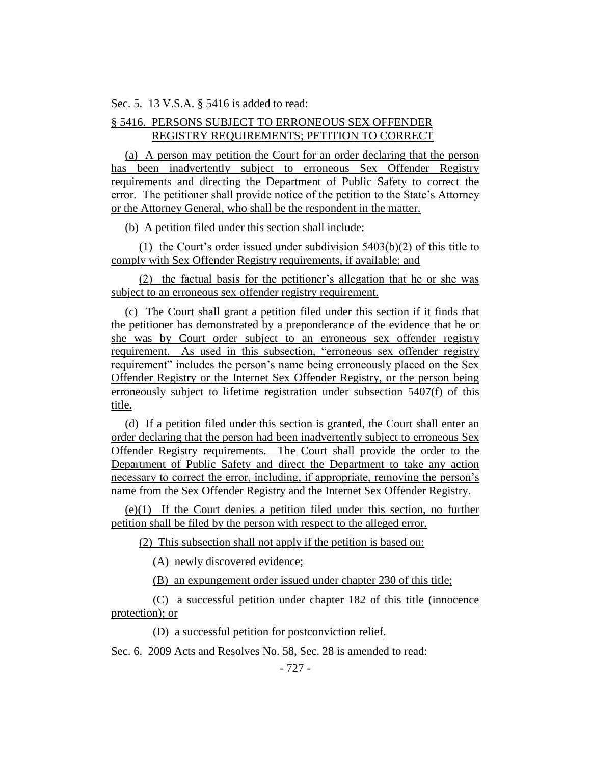Sec. 5. 13 V.S.A. § 5416 is added to read:

§ 5416. PERSONS SUBJECT TO ERRONEOUS SEX OFFENDER REGISTRY REQUIREMENTS; PETITION TO CORRECT

(a) A person may petition the Court for an order declaring that the person has been inadvertently subject to erroneous Sex Offender Registry requirements and directing the Department of Public Safety to correct the error. The petitioner shall provide notice of the petition to the State's Attorney or the Attorney General, who shall be the respondent in the matter.

(b) A petition filed under this section shall include:

(1) the Court's order issued under subdivision 5403(b)(2) of this title to comply with Sex Offender Registry requirements, if available; and

(2) the factual basis for the petitioner's allegation that he or she was subject to an erroneous sex offender registry requirement.

(c) The Court shall grant a petition filed under this section if it finds that the petitioner has demonstrated by a preponderance of the evidence that he or she was by Court order subject to an erroneous sex offender registry requirement. As used in this subsection, "erroneous sex offender registry requirement" includes the person's name being erroneously placed on the Sex Offender Registry or the Internet Sex Offender Registry, or the person being erroneously subject to lifetime registration under subsection 5407(f) of this title.

(d) If a petition filed under this section is granted, the Court shall enter an order declaring that the person had been inadvertently subject to erroneous Sex Offender Registry requirements. The Court shall provide the order to the Department of Public Safety and direct the Department to take any action necessary to correct the error, including, if appropriate, removing the person's name from the Sex Offender Registry and the Internet Sex Offender Registry.

(e)(1) If the Court denies a petition filed under this section, no further petition shall be filed by the person with respect to the alleged error.

(2) This subsection shall not apply if the petition is based on:

(A) newly discovered evidence;

(B) an expungement order issued under chapter 230 of this title;

(C) a successful petition under chapter 182 of this title (innocence protection); or

(D) a successful petition for postconviction relief.

Sec. 6. 2009 Acts and Resolves No. 58, Sec. 28 is amended to read: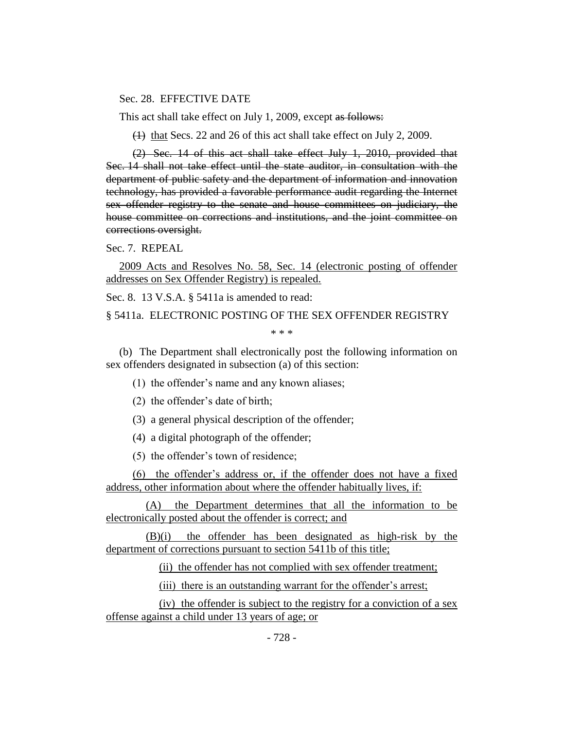Sec. 28. EFFECTIVE DATE

This act shall take effect on July 1, 2009, except ~~as follows:~~

~~(1)~~ <u>that</u> Secs. 22 and 26 of this act shall take effect on July 2, 2009.

~~(2) Sec. 14 of this act shall take effect July 1, 2010, provided that Sec. 14 shall not take effect until the state auditor, in consultation with the department of public safety and the department of information and innovation technology, has provided a favorable performance audit regarding the Internet sex offender registry to the senate and house committees on judiciary, the house committee on corrections and institutions, and the joint committee on corrections oversight.~~

Sec. 7. REPEAL

<u>2009 Acts and Resolves No. 58, Sec. 14 (electronic posting of offender addresses on Sex Offender Registry) is repealed.</u>

Sec. 8. 13 V.S.A. § 5411a is amended to read:

§ 5411a. ELECTRONIC POSTING OF THE SEX OFFENDER REGISTRY

\* \* \*

(b) The Department shall electronically post the following information on sex offenders designated in subsection (a) of this section:

(1) the offender's name and any known aliases;

(2) the offender's date of birth;

(3) a general physical description of the offender;

(4) a digital photograph of the offender;

(5) the offender's town of residence;

<u>(6) the offender's address or, if the offender does not have a fixed address, other information about where the offender habitually lives, if:</u>

<u>(A) the Department determines that all the information to be electronically posted about the offender is correct; and</u>

<u>(B)(i) the offender has been designated as high-risk by the department of corrections pursuant to section 5411b of this title;</u>

<u>(ii) the offender has not complied with sex offender treatment;</u>

<u>(iii) there is an outstanding warrant for the offender's arrest;</u>

<u>(iv) the offender is subject to the registry for a conviction of a sex offense against a child under 13 years of age; or</u>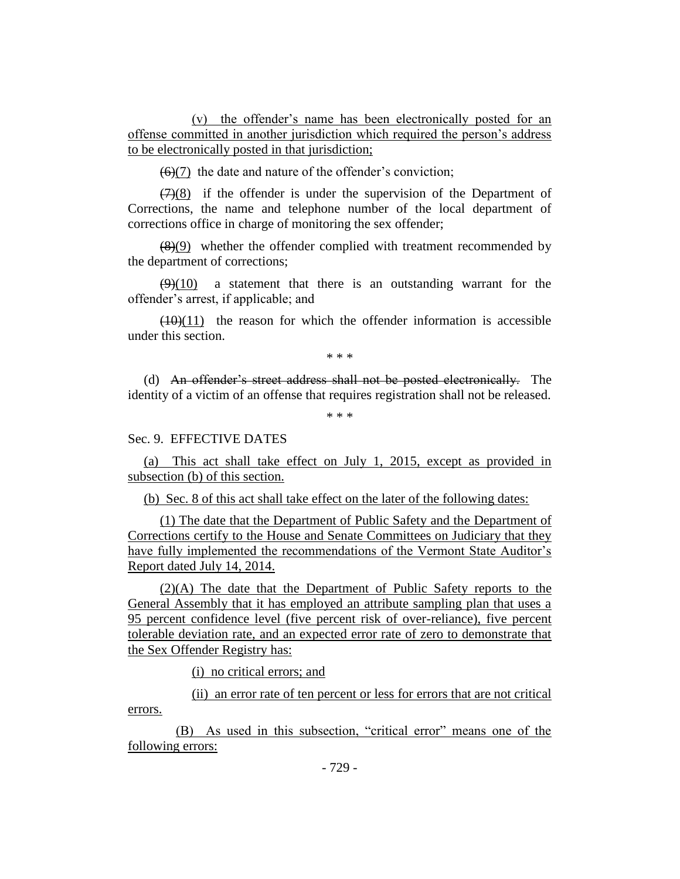(v) the offender's name has been electronically posted for an offense committed in another jurisdiction which required the person's address to be electronically posted in that jurisdiction;

~~(6)~~(7) the date and nature of the offender's conviction;

~~(7)~~(8) if the offender is under the supervision of the Department of Corrections, the name and telephone number of the local department of corrections office in charge of monitoring the sex offender;

~~(8)~~(9) whether the offender complied with treatment recommended by the department of corrections;

~~(9)~~(10) a statement that there is an outstanding warrant for the offender's arrest, if applicable; and

~~(10)~~(11) the reason for which the offender information is accessible under this section.

\* \* \*

(d) ~~An offender's street address shall not be posted electronically.~~ The identity of a victim of an offense that requires registration shall not be released.

\* \* \*

Sec. 9. EFFECTIVE DATES

(a) This act shall take effect on July 1, 2015, except as provided in subsection (b) of this section.

(b) Sec. 8 of this act shall take effect on the later of the following dates:

(1) The date that the Department of Public Safety and the Department of Corrections certify to the House and Senate Committees on Judiciary that they have fully implemented the recommendations of the Vermont State Auditor's Report dated July 14, 2014.

(2)(A) The date that the Department of Public Safety reports to the General Assembly that it has employed an attribute sampling plan that uses a 95 percent confidence level (five percent risk of over-reliance), five percent tolerable deviation rate, and an expected error rate of zero to demonstrate that the Sex Offender Registry has:

(i) no critical errors; and

(ii) an error rate of ten percent or less for errors that are not critical errors.

(B) As used in this subsection, "critical error" means one of the following errors: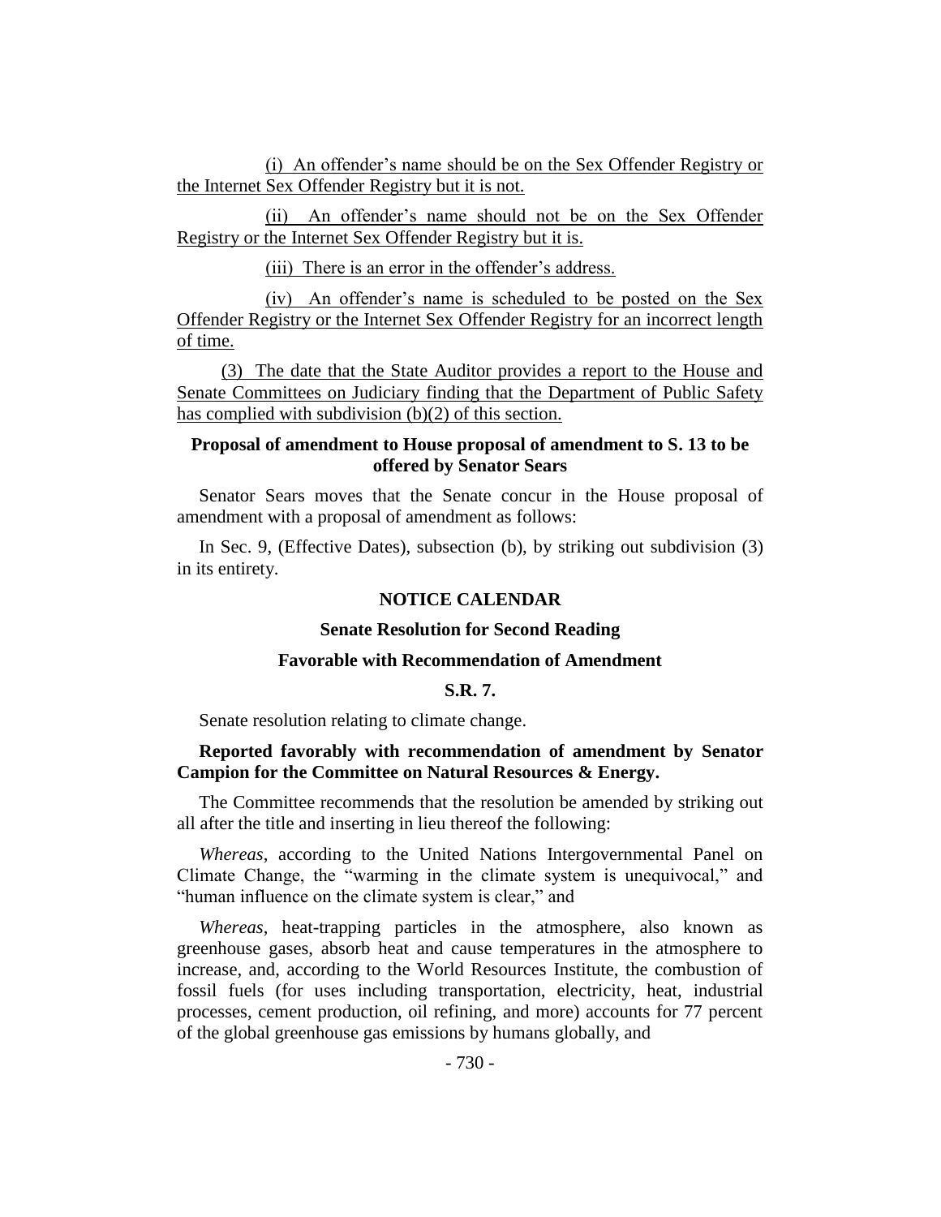(i) An offender's name should be on the Sex Offender Registry or the Internet Sex Offender Registry but it is not.

(ii) An offender's name should not be on the Sex Offender Registry or the Internet Sex Offender Registry but it is.

(iii) There is an error in the offender's address.

(iv) An offender's name is scheduled to be posted on the Sex Offender Registry or the Internet Sex Offender Registry for an incorrect length of time.

(3) The date that the State Auditor provides a report to the House and Senate Committees on Judiciary finding that the Department of Public Safety has complied with subdivision (b)(2) of this section.

**Proposal of amendment to House proposal of amendment to S. 13 to be offered by Senator Sears**

Senator Sears moves that the Senate concur in the House proposal of amendment with a proposal of amendment as follows:

In Sec. 9, (Effective Dates), subsection (b), by striking out subdivision (3) in its entirety.

## NOTICE CALENDAR

### Senate Resolution for Second Reading

### Favorable with Recommendation of Amendment

### S.R. 7.

Senate resolution relating to climate change.

**Reported favorably with recommendation of amendment by Senator Campion for the Committee on Natural Resources & Energy.**

The Committee recommends that the resolution be amended by striking out all after the title and inserting in lieu thereof the following:

*Whereas*, according to the United Nations Intergovernmental Panel on Climate Change, the "warming in the climate system is unequivocal," and "human influence on the climate system is clear," and

*Whereas*, heat-trapping particles in the atmosphere, also known as greenhouse gases, absorb heat and cause temperatures in the atmosphere to increase, and, according to the World Resources Institute, the combustion of fossil fuels (for uses including transportation, electricity, heat, industrial processes, cement production, oil refining, and more) accounts for 77 percent of the global greenhouse gas emissions by humans globally, and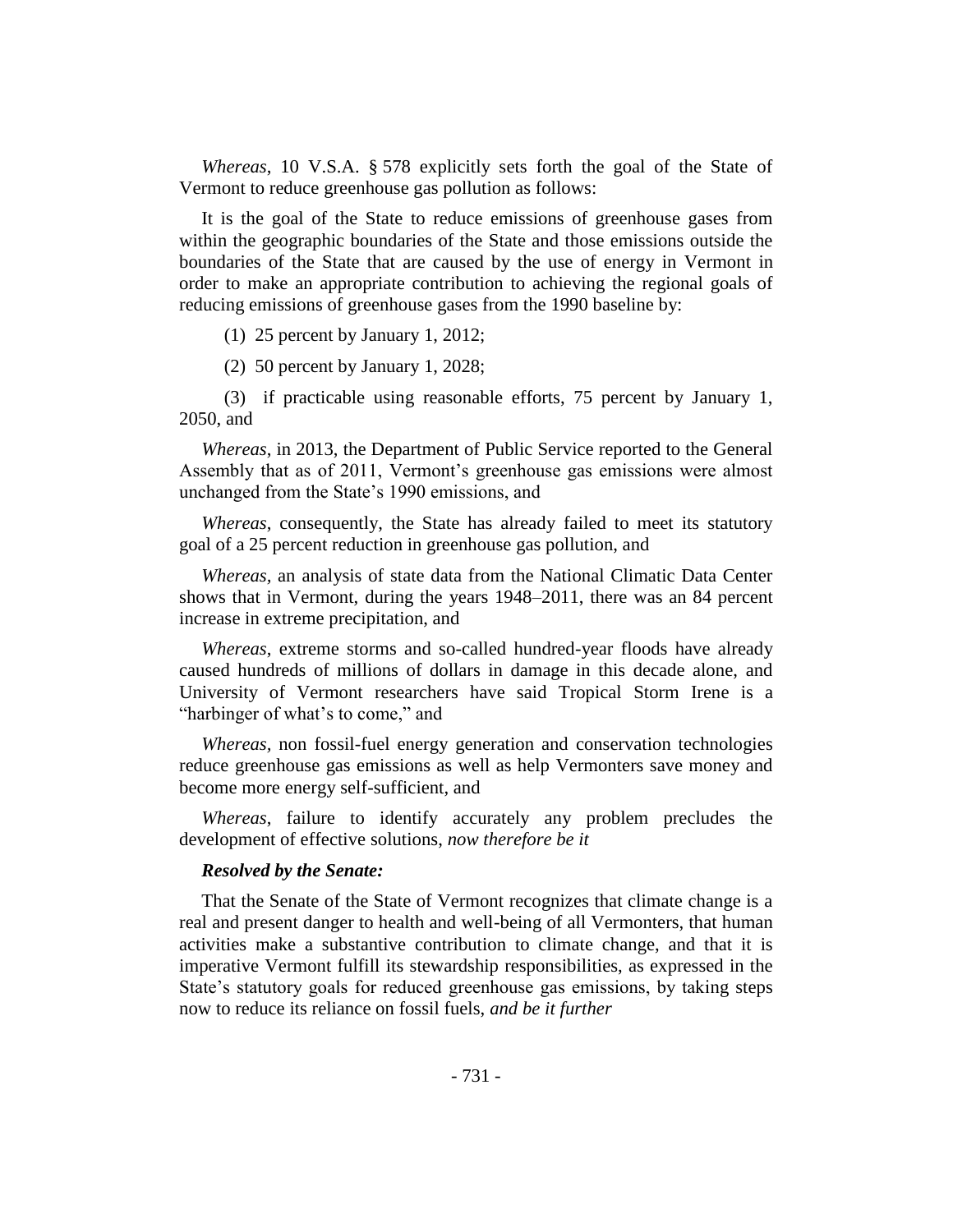*Whereas*, 10 V.S.A. § 578 explicitly sets forth the goal of the State of Vermont to reduce greenhouse gas pollution as follows:

It is the goal of the State to reduce emissions of greenhouse gases from within the geographic boundaries of the State and those emissions outside the boundaries of the State that are caused by the use of energy in Vermont in order to make an appropriate contribution to achieving the regional goals of reducing emissions of greenhouse gases from the 1990 baseline by:

(1) 25 percent by January 1, 2012;

(2) 50 percent by January 1, 2028;

(3) if practicable using reasonable efforts, 75 percent by January 1, 2050, and

*Whereas*, in 2013, the Department of Public Service reported to the General Assembly that as of 2011, Vermont's greenhouse gas emissions were almost unchanged from the State's 1990 emissions, and

*Whereas*, consequently, the State has already failed to meet its statutory goal of a 25 percent reduction in greenhouse gas pollution, and

*Whereas*, an analysis of state data from the National Climatic Data Center shows that in Vermont, during the years 1948–2011, there was an 84 percent increase in extreme precipitation, and

*Whereas*, extreme storms and so-called hundred-year floods have already caused hundreds of millions of dollars in damage in this decade alone, and University of Vermont researchers have said Tropical Storm Irene is a "harbinger of what's to come," and

*Whereas*, non fossil-fuel energy generation and conservation technologies reduce greenhouse gas emissions as well as help Vermonters save money and become more energy self-sufficient, and

*Whereas*, failure to identify accurately any problem precludes the development of effective solutions, *now therefore be it*

***Resolved by the Senate:***

That the Senate of the State of Vermont recognizes that climate change is a real and present danger to health and well-being of all Vermonters, that human activities make a substantive contribution to climate change, and that it is imperative Vermont fulfill its stewardship responsibilities, as expressed in the State's statutory goals for reduced greenhouse gas emissions, by taking steps now to reduce its reliance on fossil fuels, *and be it further*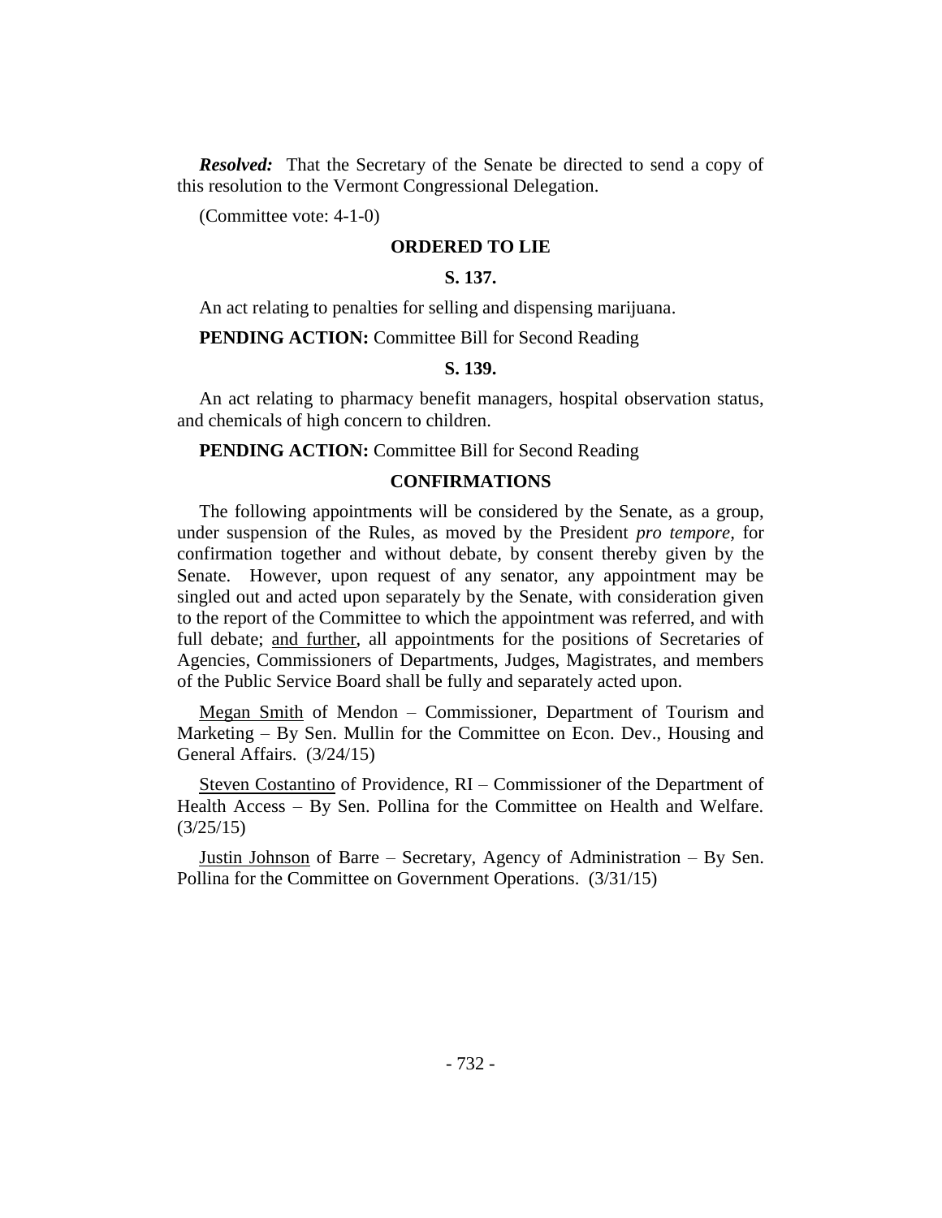***Resolved:*** That the Secretary of the Senate be directed to send a copy of this resolution to the Vermont Congressional Delegation.

(Committee vote: 4-1-0)

**ORDERED TO LIE**

**S. 137.**

An act relating to penalties for selling and dispensing marijuana.

**PENDING ACTION:** Committee Bill for Second Reading

**S. 139.**

An act relating to pharmacy benefit managers, hospital observation status, and chemicals of high concern to children.

**PENDING ACTION:** Committee Bill for Second Reading

**CONFIRMATIONS**

The following appointments will be considered by the Senate, as a group, under suspension of the Rules, as moved by the President *pro tempore,* for confirmation together and without debate, by consent thereby given by the Senate. However, upon request of any senator, any appointment may be singled out and acted upon separately by the Senate, with consideration given to the report of the Committee to which the appointment was referred, and with full debate; <u>and further</u>, all appointments for the positions of Secretaries of Agencies, Commissioners of Departments, Judges, Magistrates, and members of the Public Service Board shall be fully and separately acted upon.

<u>Megan Smith</u> of Mendon – Commissioner, Department of Tourism and Marketing – By Sen. Mullin for the Committee on Econ. Dev., Housing and General Affairs. (3/24/15)

<u>Steven Costantino</u> of Providence, RI – Commissioner of the Department of Health Access – By Sen. Pollina for the Committee on Health and Welfare. (3/25/15)

<u>Justin Johnson</u> of Barre – Secretary, Agency of Administration – By Sen. Pollina for the Committee on Government Operations. (3/31/15)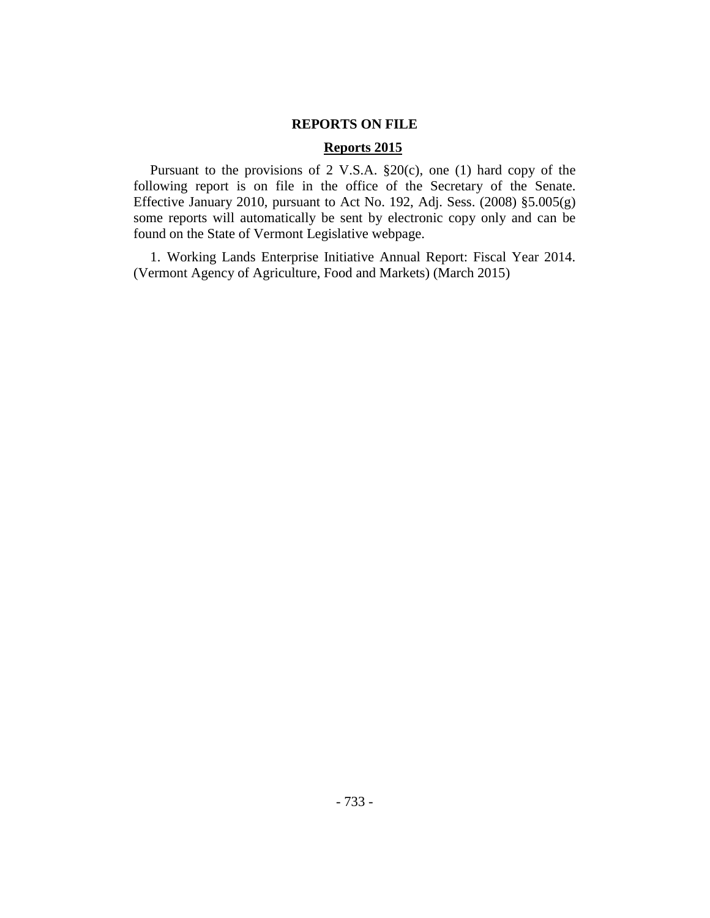# REPORTS ON FILE

## Reports 2015

Pursuant to the provisions of 2 V.S.A. §20(c), one (1) hard copy of the following report is on file in the office of the Secretary of the Senate. Effective January 2010, pursuant to Act No. 192, Adj. Sess. (2008) §5.005(g) some reports will automatically be sent by electronic copy only and can be found on the State of Vermont Legislative webpage.

1. Working Lands Enterprise Initiative Annual Report: Fiscal Year 2014. (Vermont Agency of Agriculture, Food and Markets) (March 2015)